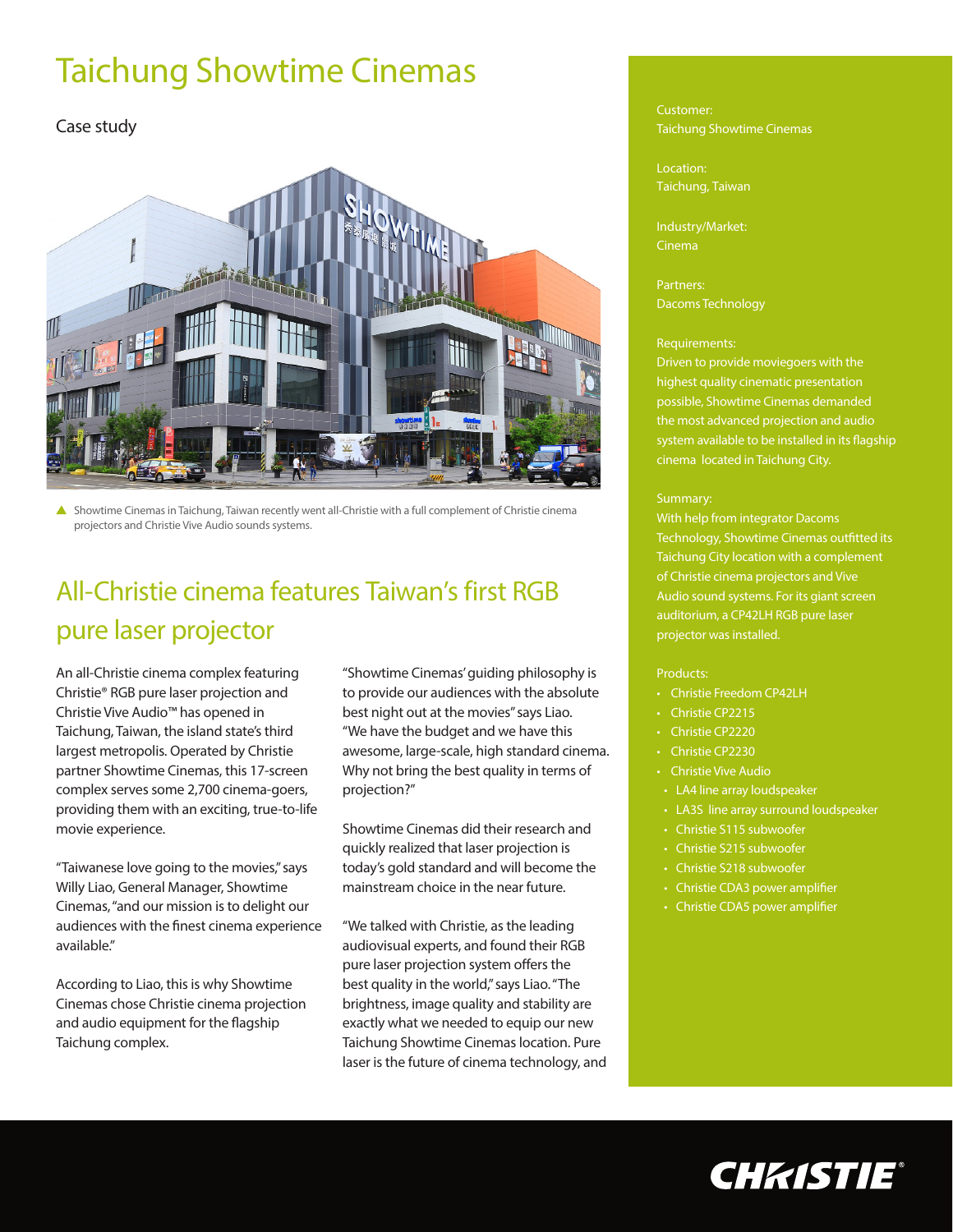# Taichung Showtime Cinemas

Case study

▲ Showtime Cinemas in Taichung, Taiwan recently went all-Christie with a full complement of Christie cinema projectors and Christie Vive Audio sounds systems.

## All-Christie cinema features Taiwan's first RGB pure laser projector

An all-Christie cinema complex featuring Christie® RGB pure laser projection and Christie Vive Audio™ has opened in Taichung, Taiwan, the island state's third largest metropolis. Operated by Christie partner Showtime Cinemas, this 17-screen complex serves some 2,700 cinema-goers, providing them with an exciting, true-to-life movie experience.

"Taiwanese love going to the movies," says Willy Liao, General Manager, Showtime Cinemas, "and our mission is to delight our audiences with the finest cinema experience available."

According to Liao, this is why Showtime Cinemas chose Christie cinema projection and audio equipment for the flagship Taichung complex.

"Showtime Cinemas' guiding philosophy is to provide our audiences with the absolute best night out at the movies" says Liao. "We have the budget and we have this awesome, large-scale, high standard cinema. Why not bring the best quality in terms of projection?"

Showtime Cinemas did their research and quickly realized that laser projection is today's gold standard and will become the mainstream choice in the near future.

"We talked with Christie, as the leading audiovisual experts, and found their RGB pure laser projection system offers the best quality in the world," says Liao. "The brightness, image quality and stability are exactly what we needed to equip our new Taichung Showtime Cinemas location. Pure laser is the future of cinema technology, and

Customer:
Taichung Showtime Cinemas

Location:
Taichung, Taiwan

Industry/Market:
Cinema

Partners:
Dacoms Technology

Requirements:
Driven to provide moviegoers with the highest quality cinematic presentation possible, Showtime Cinemas demanded the most advanced projection and audio system available to be installed in its flagship cinema located in Taichung City.

Summary:
With help from integrator Dacoms Technology, Showtime Cinemas outfitted its Taichung City location with a complement of Christie cinema projectors and Vive Audio sound systems. For its giant screen auditorium, a CP42LH RGB pure laser projector was installed.

Products:

- Christie Freedom CP42LH
- Christie CP2215
- Christie CP2220
- Christie CP2230
- Christie Vive Audio
  - LA4 line array loudspeaker
  - LA3S line array surround loudspeaker
  - Christie S115 subwoofer
  - Christie S215 subwoofer
  - Christie S218 subwoofer
  - Christie CDA3 power amplifier
  - Christie CDA5 power amplifier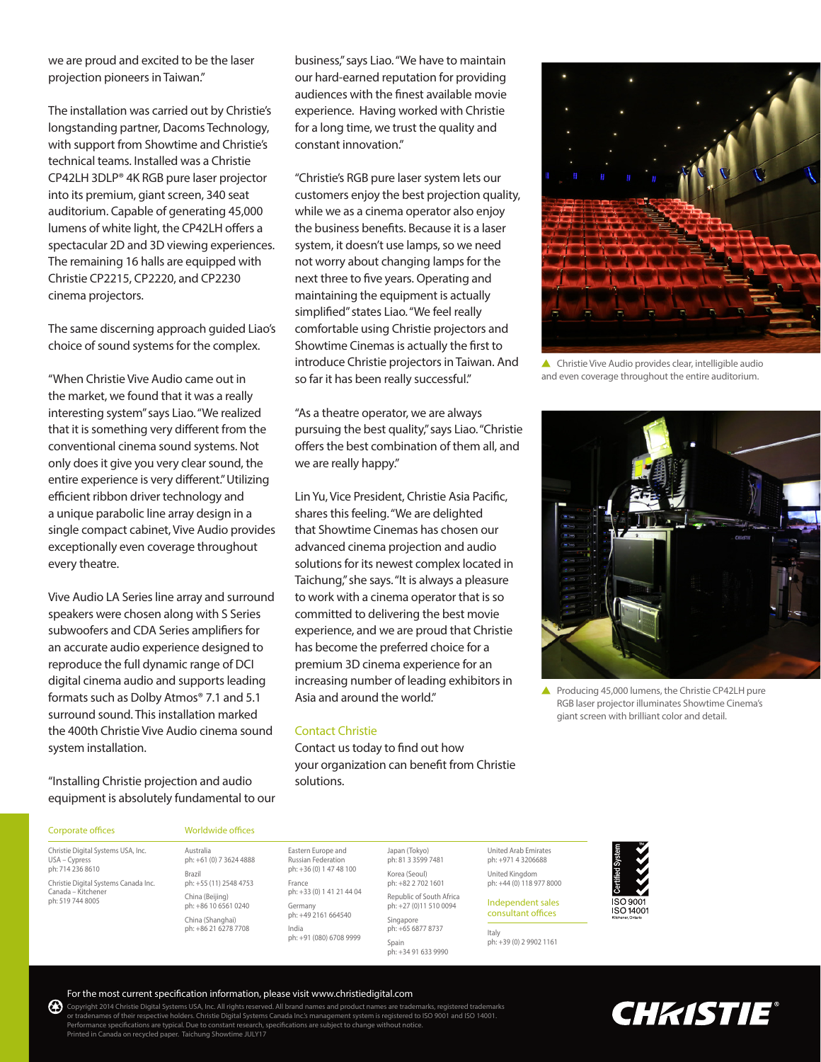we are proud and excited to be the laser projection pioneers in Taiwan."

The installation was carried out by Christie's longstanding partner, Dacoms Technology, with support from Showtime and Christie's technical teams. Installed was a Christie CP42LH 3DLP® 4K RGB pure laser projector into its premium, giant screen, 340 seat auditorium. Capable of generating 45,000 lumens of white light, the CP42LH offers a spectacular 2D and 3D viewing experiences. The remaining 16 halls are equipped with Christie CP2215, CP2220, and CP2230 cinema projectors.

The same discerning approach guided Liao's choice of sound systems for the complex.

"When Christie Vive Audio came out in the market, we found that it was a really interesting system" says Liao. "We realized that it is something very different from the conventional cinema sound systems. Not only does it give you very clear sound, the entire experience is very different." Utilizing efficient ribbon driver technology and a unique parabolic line array design in a single compact cabinet, Vive Audio provides exceptionally even coverage throughout every theatre.

Vive Audio LA Series line array and surround speakers were chosen along with S Series subwoofers and CDA Series amplifiers for an accurate audio experience designed to reproduce the full dynamic range of DCI digital cinema audio and supports leading formats such as Dolby Atmos® 7.1 and 5.1 surround sound. This installation marked the 400th Christie Vive Audio cinema sound system installation.

"Installing Christie projection and audio equipment is absolutely fundamental to our business," says Liao. "We have to maintain our hard-earned reputation for providing audiences with the finest available movie experience. Having worked with Christie for a long time, we trust the quality and constant innovation."

"Christie's RGB pure laser system lets our customers enjoy the best projection quality, while we as a cinema operator also enjoy the business benefits. Because it is a laser system, it doesn't use lamps, so we need not worry about changing lamps for the next three to five years. Operating and maintaining the equipment is actually simplified" states Liao. "We feel really comfortable using Christie projectors and Showtime Cinemas is actually the first to introduce Christie projectors in Taiwan. And so far it has been really successful."

"As a theatre operator, we are always pursuing the best quality," says Liao. "Christie offers the best combination of them all, and we are really happy."

Lin Yu, Vice President, Christie Asia Pacific, shares this feeling. "We are delighted that Showtime Cinemas has chosen our advanced cinema projection and audio solutions for its newest complex located in Taichung," she says. "It is always a pleasure to work with a cinema operator that is so committed to delivering the best movie experience, and we are proud that Christie has become the preferred choice for a premium 3D cinema experience for an increasing number of leading exhibitors in Asia and around the world."

## Contact Christie

Contact us today to find out how your organization can benefit from Christie solutions.

▲ Christie Vive Audio provides clear, intelligible audio and even coverage throughout the entire auditorium.

▲ Producing 45,000 lumens, the Christie CP42LH pure RGB laser projector illuminates Showtime Cinema's giant screen with brilliant color and detail.

**Corporate offices**

Christie Digital Systems USA, Inc.
USA – Cypress
ph: 714 236 8610

Christie Digital Systems Canada Inc.
Canada – Kitchener
ph: 519 744 8005

**Worldwide offices**

Australia
ph: +61 (0) 7 3624 4888

Brazil
ph: +55 (11) 2548 4753

China (Beijing)
ph: +86 10 6561 0240

China (Shanghai)
ph: +86 21 6278 7708

Eastern Europe and Russian Federation
ph: +36 (0) 1 47 48 100

France
ph: +33 (0) 1 41 21 44 04

Germany
ph: +49 2161 664540

India
ph: +91 (080) 6708 9999

Japan (Tokyo)
ph: 81 3 3599 7481

Korea (Seoul)
ph: +82 2 702 1601

Republic of South Africa
ph: +27 (0)11 510 0094

Singapore
ph: +65 6877 8737

Spain
ph: +34 91 633 9990

United Arab Emirates
ph: +971 4 3206688

United Kingdom
ph: +44 (0) 118 977 8000

**Independent sales consultant offices**

Italy
ph: +39 (0) 2 9902 1161

Certified System ISO 9001 ISO 14001 Kitchener, Ontario

For the most current specification information, please visit www.christiedigital.com

Copyright 2014 Christie Digital Systems USA, Inc. All rights reserved. All brand names and product names are trademarks, registered trademarks or tradenames of their respective holders. Christie Digital Systems Canada Inc.'s management system is registered to ISO 9001 and ISO 14001. Performance specifications are typical. Due to constant research, specifications are subject to change without notice.
Printed in Canada on recycled paper. Taichung Showtime JULY17

CHRISTIE®